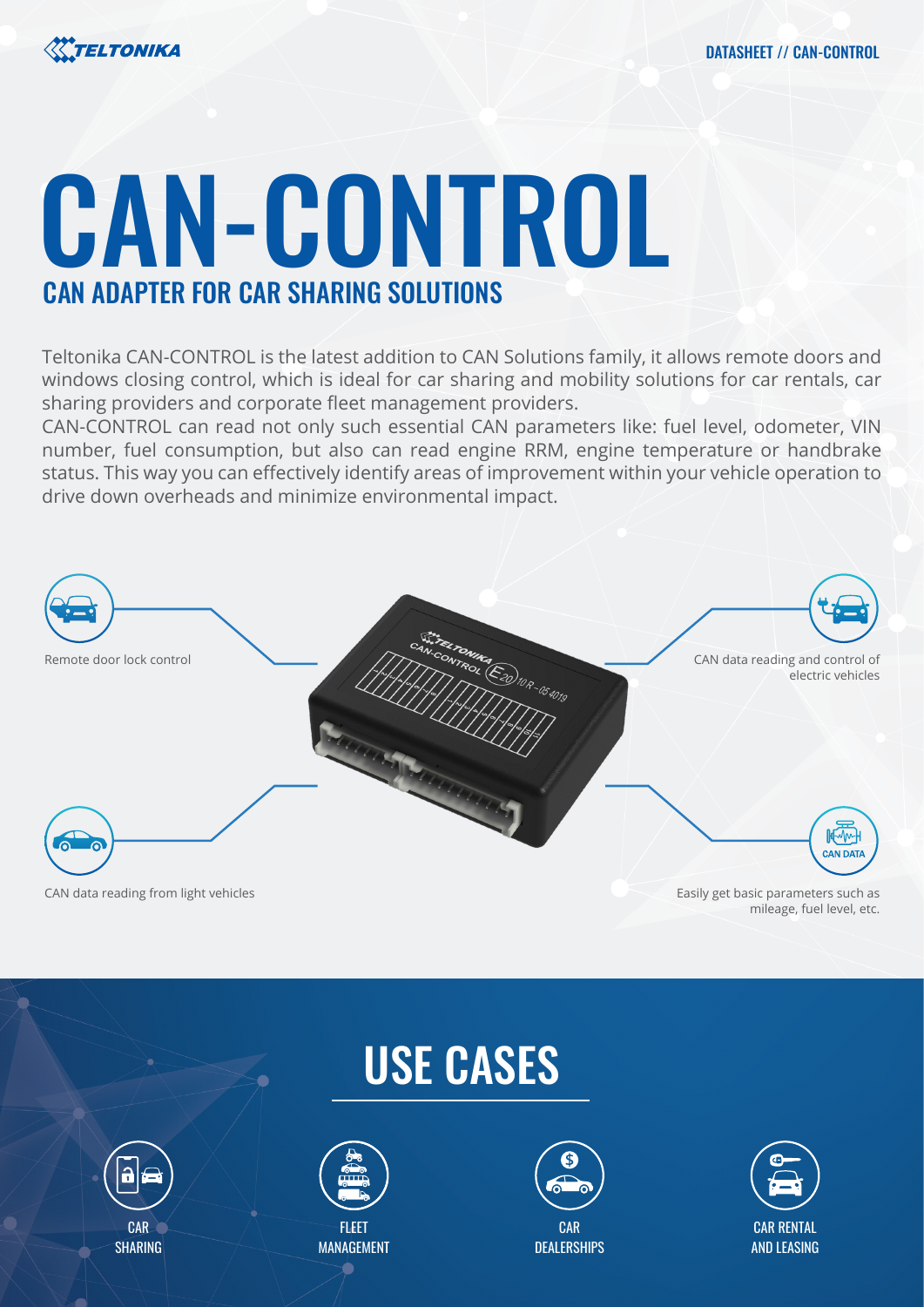# CAN-CONTROL

## CAN ADAPTER FOR CAR SHARING SOLUTIONS

Teltonika CAN-CONTROL is the latest addition to CAN Solutions family, it allows remote doors and windows closing control, which is ideal for car sharing and mobility solutions for car rentals, car sharing providers and corporate fleet management providers.

CAN-CONTROL can read not only such essential CAN parameters like: fuel level, odometer, VIN number, fuel consumption, but also can read engine RRM, engine temperature or handbrake status. This way you can effectively identify areas of improvement within your vehicle operation to drive down overheads and minimize environmental impact.

- Remote door lock control
- CAN data reading and control of electric vehicles
- CAN data reading from light vehicles
- Easily get basic parameters such as mileage, fuel level, etc.

## USE CASES

- CAR SHARING
- FLEET MANAGEMENT
- CAR DEALERSHIPS
- CAR RENTAL AND LEASING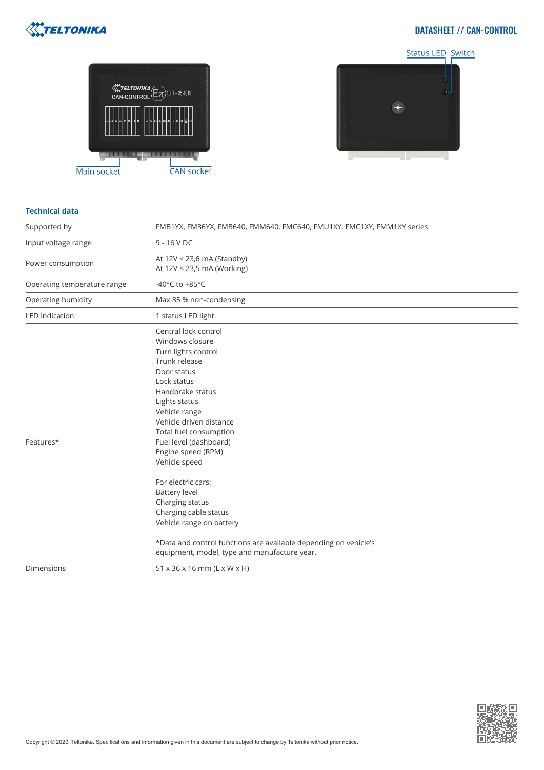Status LED Switch

Main socket CAN socket

### Technical data

| | |
|---|---|
| Supported by | FMB1YX, FM36YX, FMB640, FMM640, FMC640, FMU1XY, FMC1XY, FMM1XY series |
| Input voltage range | 9 - 16 V DC |
| Power consumption | At 12V < 23,6 mA (Standby)<br>At 12V < 23,5 mA (Working) |
| Operating temperature range | -40°C to +85°C |
| Operating humidity | Max 85 % non-condensing |
| LED indication | 1 status LED light |
| Features* | Central lock control<br>Windows closure<br>Turn lights control<br>Trunk release<br>Door status<br>Lock status<br>Handbrake status<br>Lights status<br>Vehicle range<br>Vehicle driven distance<br>Total fuel consumption<br>Fuel level (dashboard)<br>Engine speed (RPM)<br>Vehicle speed<br><br>For electric cars:<br>Battery level<br>Charging status<br>Charging cable status<br>Vehicle range on battery<br><br>*Data and control functions are available depending on vehicle's equipment, model, type and manufacture year. |
| Dimensions | 51 x 36 x 16 mm (L x W x H) |

Copyright © 2020, Teltonika. Specifications and information given in this document are subject to change by Teltonika without prior notice.